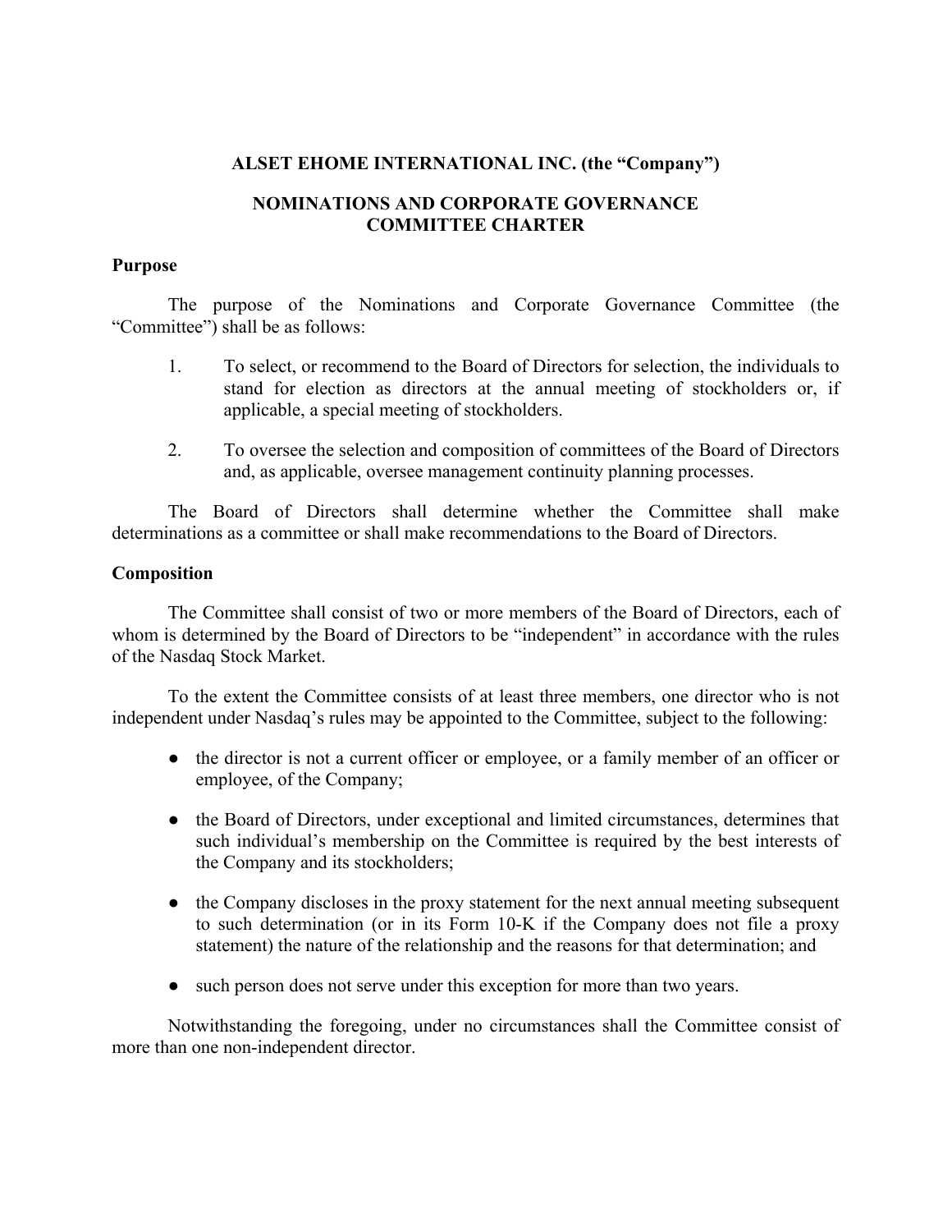**ALSET EHOME INTERNATIONAL INC. (the "Company")**

**NOMINATIONS AND CORPORATE GOVERNANCE COMMITTEE CHARTER**

**Purpose**

The purpose of the Nominations and Corporate Governance Committee (the "Committee") shall be as follows:

1. To select, or recommend to the Board of Directors for selection, the individuals to stand for election as directors at the annual meeting of stockholders or, if applicable, a special meeting of stockholders.

2. To oversee the selection and composition of committees of the Board of Directors and, as applicable, oversee management continuity planning processes.

The Board of Directors shall determine whether the Committee shall make determinations as a committee or shall make recommendations to the Board of Directors.

**Composition**

The Committee shall consist of two or more members of the Board of Directors, each of whom is determined by the Board of Directors to be "independent" in accordance with the rules of the Nasdaq Stock Market.

To the extent the Committee consists of at least three members, one director who is not independent under Nasdaq's rules may be appointed to the Committee, subject to the following:

- the director is not a current officer or employee, or a family member of an officer or employee, of the Company;
- the Board of Directors, under exceptional and limited circumstances, determines that such individual's membership on the Committee is required by the best interests of the Company and its stockholders;
- the Company discloses in the proxy statement for the next annual meeting subsequent to such determination (or in its Form 10-K if the Company does not file a proxy statement) the nature of the relationship and the reasons for that determination; and
- such person does not serve under this exception for more than two years.

Notwithstanding the foregoing, under no circumstances shall the Committee consist of more than one non-independent director.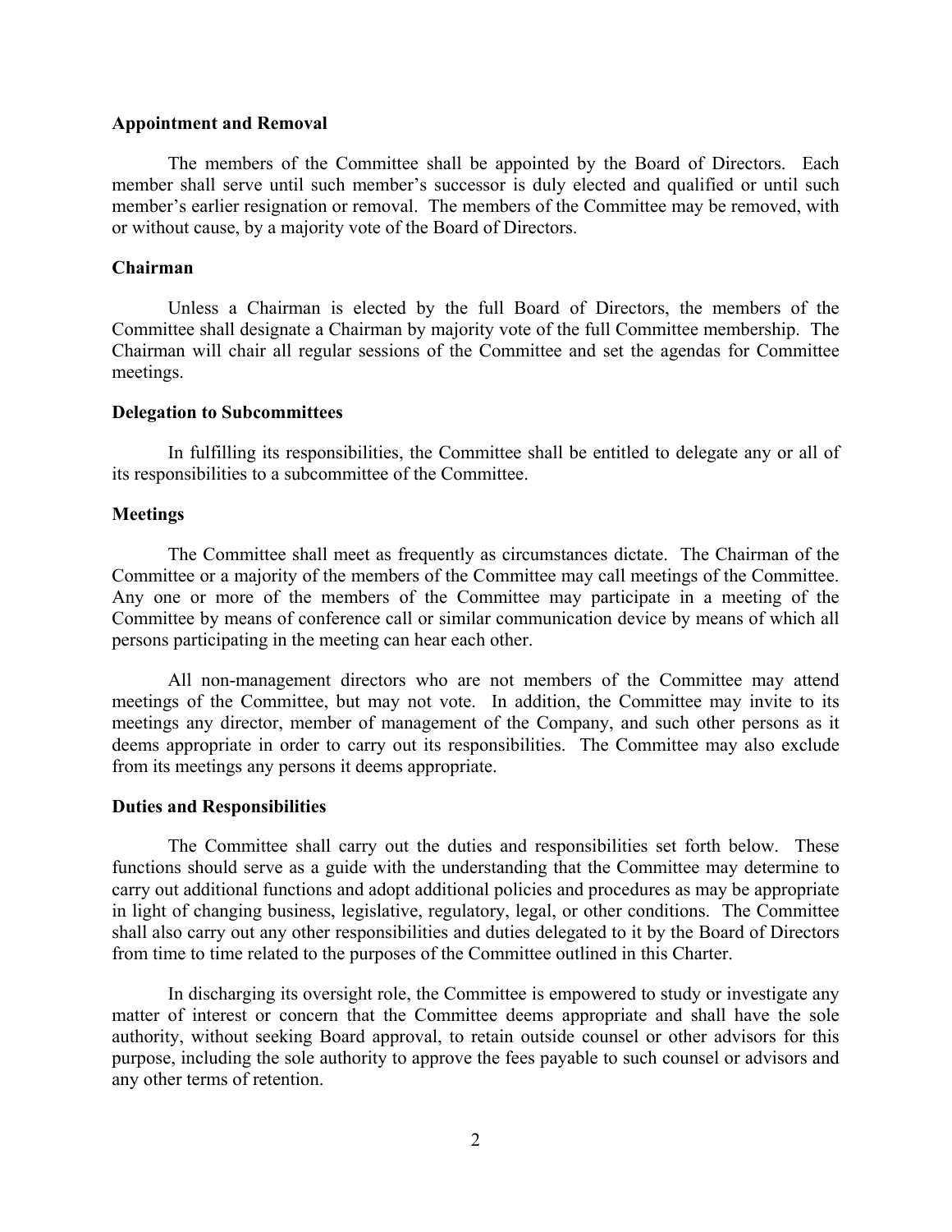**Appointment and Removal**

The members of the Committee shall be appointed by the Board of Directors. Each member shall serve until such member's successor is duly elected and qualified or until such member's earlier resignation or removal. The members of the Committee may be removed, with or without cause, by a majority vote of the Board of Directors.

**Chairman**

Unless a Chairman is elected by the full Board of Directors, the members of the Committee shall designate a Chairman by majority vote of the full Committee membership. The Chairman will chair all regular sessions of the Committee and set the agendas for Committee meetings.

**Delegation to Subcommittees**

In fulfilling its responsibilities, the Committee shall be entitled to delegate any or all of its responsibilities to a subcommittee of the Committee.

**Meetings**

The Committee shall meet as frequently as circumstances dictate. The Chairman of the Committee or a majority of the members of the Committee may call meetings of the Committee. Any one or more of the members of the Committee may participate in a meeting of the Committee by means of conference call or similar communication device by means of which all persons participating in the meeting can hear each other.

All non-management directors who are not members of the Committee may attend meetings of the Committee, but may not vote. In addition, the Committee may invite to its meetings any director, member of management of the Company, and such other persons as it deems appropriate in order to carry out its responsibilities. The Committee may also exclude from its meetings any persons it deems appropriate.

**Duties and Responsibilities**

The Committee shall carry out the duties and responsibilities set forth below. These functions should serve as a guide with the understanding that the Committee may determine to carry out additional functions and adopt additional policies and procedures as may be appropriate in light of changing business, legislative, regulatory, legal, or other conditions. The Committee shall also carry out any other responsibilities and duties delegated to it by the Board of Directors from time to time related to the purposes of the Committee outlined in this Charter.

In discharging its oversight role, the Committee is empowered to study or investigate any matter of interest or concern that the Committee deems appropriate and shall have the sole authority, without seeking Board approval, to retain outside counsel or other advisors for this purpose, including the sole authority to approve the fees payable to such counsel or advisors and any other terms of retention.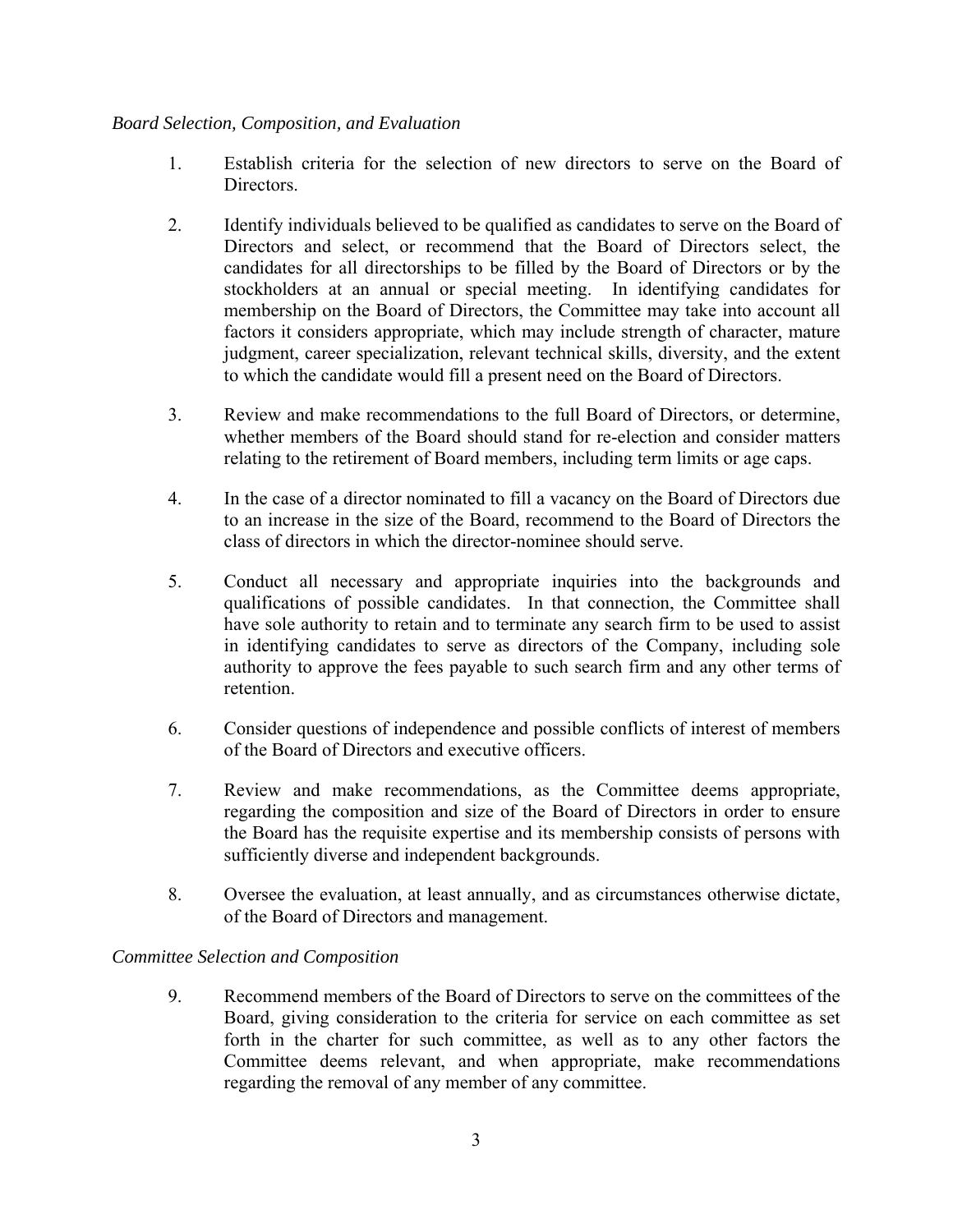*Board Selection, Composition, and Evaluation*

1. Establish criteria for the selection of new directors to serve on the Board of Directors.

2. Identify individuals believed to be qualified as candidates to serve on the Board of Directors and select, or recommend that the Board of Directors select, the candidates for all directorships to be filled by the Board of Directors or by the stockholders at an annual or special meeting. In identifying candidates for membership on the Board of Directors, the Committee may take into account all factors it considers appropriate, which may include strength of character, mature judgment, career specialization, relevant technical skills, diversity, and the extent to which the candidate would fill a present need on the Board of Directors.

3. Review and make recommendations to the full Board of Directors, or determine, whether members of the Board should stand for re-election and consider matters relating to the retirement of Board members, including term limits or age caps.

4. In the case of a director nominated to fill a vacancy on the Board of Directors due to an increase in the size of the Board, recommend to the Board of Directors the class of directors in which the director-nominee should serve.

5. Conduct all necessary and appropriate inquiries into the backgrounds and qualifications of possible candidates. In that connection, the Committee shall have sole authority to retain and to terminate any search firm to be used to assist in identifying candidates to serve as directors of the Company, including sole authority to approve the fees payable to such search firm and any other terms of retention.

6. Consider questions of independence and possible conflicts of interest of members of the Board of Directors and executive officers.

7. Review and make recommendations, as the Committee deems appropriate, regarding the composition and size of the Board of Directors in order to ensure the Board has the requisite expertise and its membership consists of persons with sufficiently diverse and independent backgrounds.

8. Oversee the evaluation, at least annually, and as circumstances otherwise dictate, of the Board of Directors and management.

*Committee Selection and Composition*

9. Recommend members of the Board of Directors to serve on the committees of the Board, giving consideration to the criteria for service on each committee as set forth in the charter for such committee, as well as to any other factors the Committee deems relevant, and when appropriate, make recommendations regarding the removal of any member of any committee.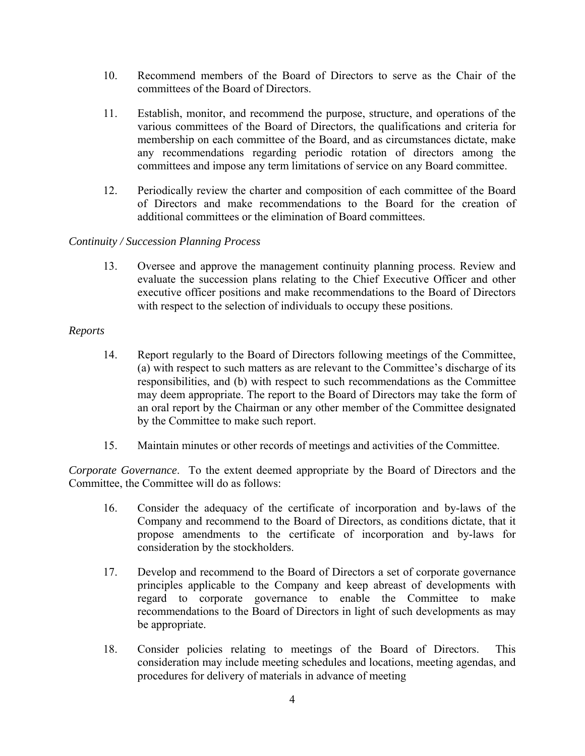10. Recommend members of the Board of Directors to serve as the Chair of the committees of the Board of Directors.

11. Establish, monitor, and recommend the purpose, structure, and operations of the various committees of the Board of Directors, the qualifications and criteria for membership on each committee of the Board, and as circumstances dictate, make any recommendations regarding periodic rotation of directors among the committees and impose any term limitations of service on any Board committee.

12. Periodically review the charter and composition of each committee of the Board of Directors and make recommendations to the Board for the creation of additional committees or the elimination of Board committees.

*Continuity / Succession Planning Process*

13. Oversee and approve the management continuity planning process. Review and evaluate the succession plans relating to the Chief Executive Officer and other executive officer positions and make recommendations to the Board of Directors with respect to the selection of individuals to occupy these positions.

*Reports*

14. Report regularly to the Board of Directors following meetings of the Committee, (a) with respect to such matters as are relevant to the Committee's discharge of its responsibilities, and (b) with respect to such recommendations as the Committee may deem appropriate. The report to the Board of Directors may take the form of an oral report by the Chairman or any other member of the Committee designated by the Committee to make such report.

15. Maintain minutes or other records of meetings and activities of the Committee.

*Corporate Governance*. To the extent deemed appropriate by the Board of Directors and the Committee, the Committee will do as follows:

16. Consider the adequacy of the certificate of incorporation and by-laws of the Company and recommend to the Board of Directors, as conditions dictate, that it propose amendments to the certificate of incorporation and by-laws for consideration by the stockholders.

17. Develop and recommend to the Board of Directors a set of corporate governance principles applicable to the Company and keep abreast of developments with regard to corporate governance to enable the Committee to make recommendations to the Board of Directors in light of such developments as may be appropriate.

18. Consider policies relating to meetings of the Board of Directors. This consideration may include meeting schedules and locations, meeting agendas, and procedures for delivery of materials in advance of meeting